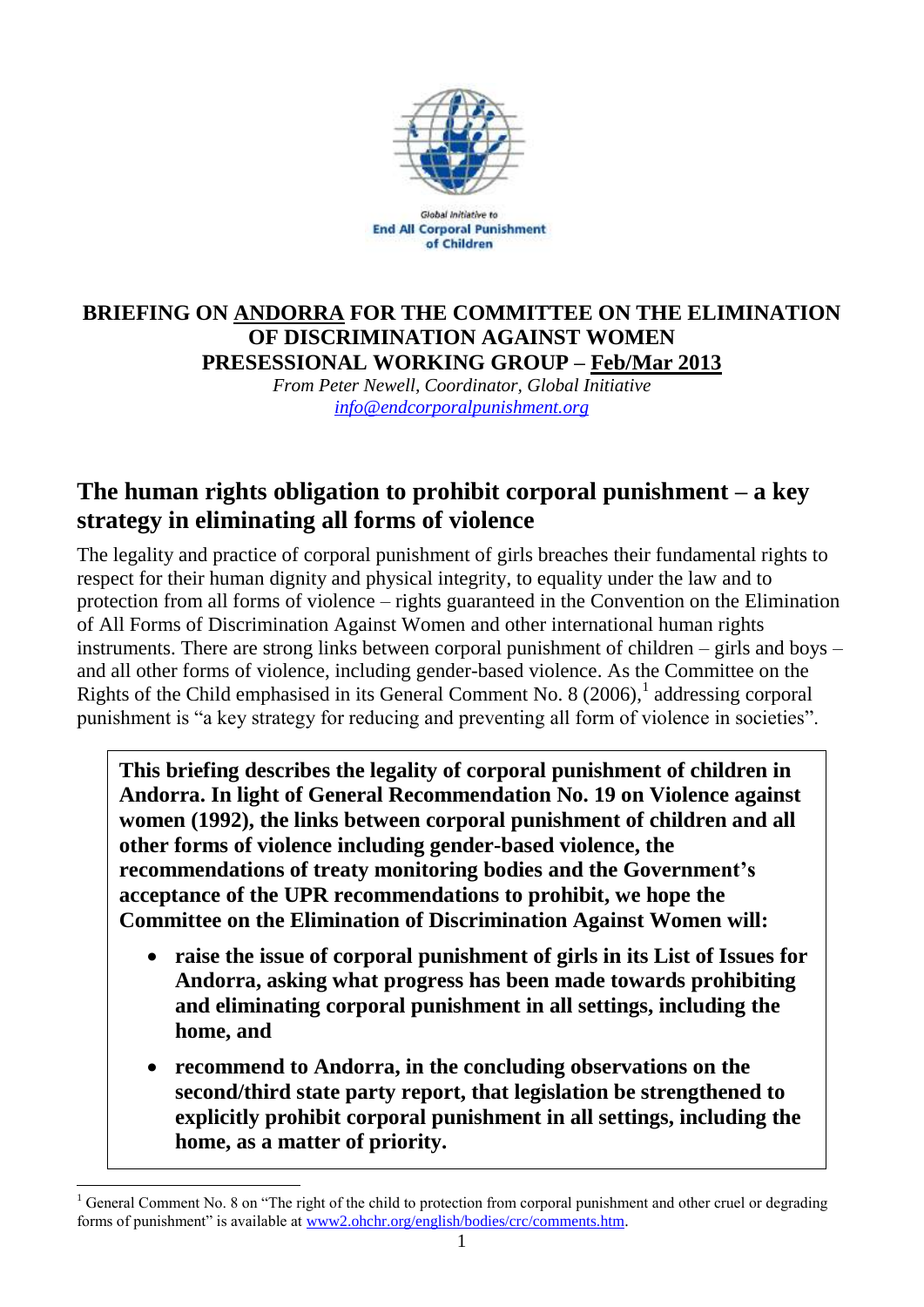Global Initiative to
**End All Corporal Punishment of Children**

# BRIEFING ON ANDORRA FOR THE COMMITTEE ON THE ELIMINATION OF DISCRIMINATION AGAINST WOMEN PRESESSIONAL WORKING GROUP – Feb/Mar 2013

*From Peter Newell, Coordinator, Global Initiative*
*info@endcorporalpunishment.org*

## The human rights obligation to prohibit corporal punishment – a key strategy in eliminating all forms of violence

The legality and practice of corporal punishment of girls breaches their fundamental rights to respect for their human dignity and physical integrity, to equality under the law and to protection from all forms of violence – rights guaranteed in the Convention on the Elimination of All Forms of Discrimination Against Women and other international human rights instruments. There are strong links between corporal punishment of children – girls and boys – and all other forms of violence, including gender-based violence. As the Committee on the Rights of the Child emphasised in its General Comment No. 8 (2006),[1] addressing corporal punishment is "a key strategy for reducing and preventing all form of violence in societies".

**This briefing describes the legality of corporal punishment of children in Andorra. In light of General Recommendation No. 19 on Violence against women (1992), the links between corporal punishment of children and all other forms of violence including gender-based violence, the recommendations of treaty monitoring bodies and the Government's acceptance of the UPR recommendations to prohibit, we hope the Committee on the Elimination of Discrimination Against Women will:**

- **raise the issue of corporal punishment of girls in its List of Issues for Andorra, asking what progress has been made towards prohibiting and eliminating corporal punishment in all settings, including the home, and**
- **recommend to Andorra, in the concluding observations on the second/third state party report, that legislation be strengthened to explicitly prohibit corporal punishment in all settings, including the home, as a matter of priority.**

[1] General Comment No. 8 on "The right of the child to protection from corporal punishment and other cruel or degrading forms of punishment" is available at www2.ohchr.org/english/bodies/crc/comments.htm.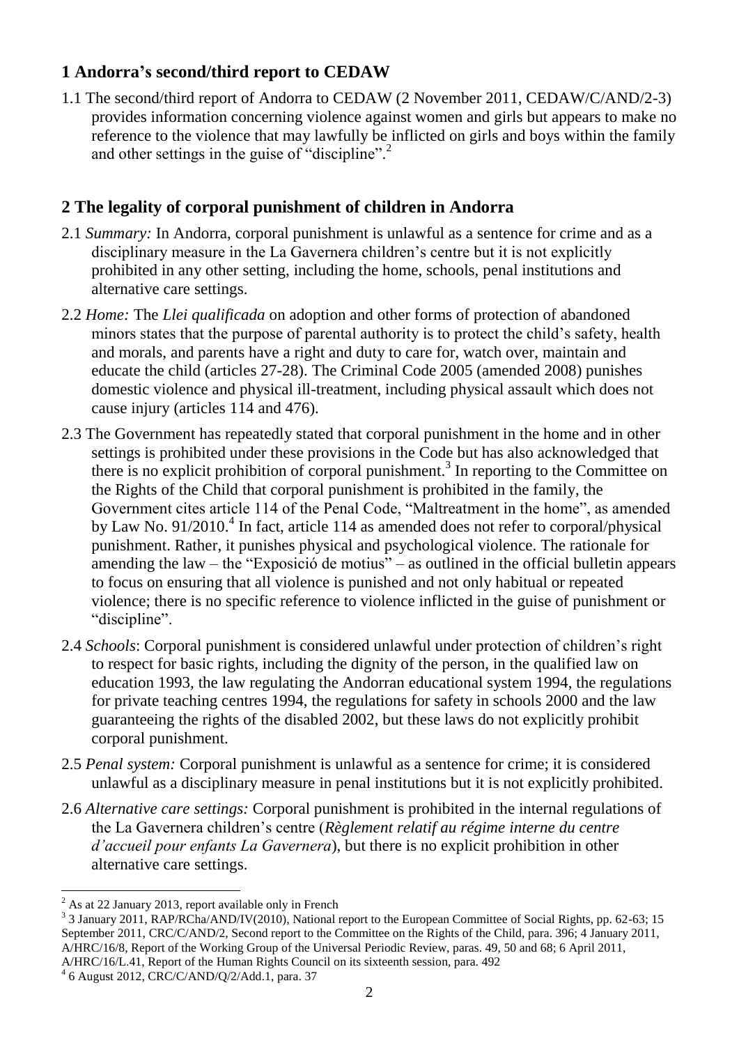## 1 Andorra's second/third report to CEDAW

1.1 The second/third report of Andorra to CEDAW (2 November 2011, CEDAW/C/AND/2-3) provides information concerning violence against women and girls but appears to make no reference to the violence that may lawfully be inflicted on girls and boys within the family and other settings in the guise of "discipline".[2]

## 2 The legality of corporal punishment of children in Andorra

2.1 *Summary:* In Andorra, corporal punishment is unlawful as a sentence for crime and as a disciplinary measure in the La Gavernera children's centre but it is not explicitly prohibited in any other setting, including the home, schools, penal institutions and alternative care settings.

2.2 *Home:* The *Llei qualificada* on adoption and other forms of protection of abandoned minors states that the purpose of parental authority is to protect the child's safety, health and morals, and parents have a right and duty to care for, watch over, maintain and educate the child (articles 27-28). The Criminal Code 2005 (amended 2008) punishes domestic violence and physical ill-treatment, including physical assault which does not cause injury (articles 114 and 476).

2.3 The Government has repeatedly stated that corporal punishment in the home and in other settings is prohibited under these provisions in the Code but has also acknowledged that there is no explicit prohibition of corporal punishment.[3] In reporting to the Committee on the Rights of the Child that corporal punishment is prohibited in the family, the Government cites article 114 of the Penal Code, "Maltreatment in the home", as amended by Law No. 91/2010.[4] In fact, article 114 as amended does not refer to corporal/physical punishment. Rather, it punishes physical and psychological violence. The rationale for amending the law – the "Exposició de motius" – as outlined in the official bulletin appears to focus on ensuring that all violence is punished and not only habitual or repeated violence; there is no specific reference to violence inflicted in the guise of punishment or "discipline".

2.4 *Schools*: Corporal punishment is considered unlawful under protection of children's right to respect for basic rights, including the dignity of the person, in the qualified law on education 1993, the law regulating the Andorran educational system 1994, the regulations for private teaching centres 1994, the regulations for safety in schools 2000 and the law guaranteeing the rights of the disabled 2002, but these laws do not explicitly prohibit corporal punishment.

2.5 *Penal system:* Corporal punishment is unlawful as a sentence for crime; it is considered unlawful as a disciplinary measure in penal institutions but it is not explicitly prohibited.

2.6 *Alternative care settings:* Corporal punishment is prohibited in the internal regulations of the La Gavernera children's centre (*Règlement relatif au régime interne du centre d'accueil pour enfants La Gavernera*), but there is no explicit prohibition in other alternative care settings.

---

[2] As at 22 January 2013, report available only in French

[3] 3 January 2011, RAP/RCha/AND/IV(2010), National report to the European Committee of Social Rights, pp. 62-63; 15 September 2011, CRC/C/AND/2, Second report to the Committee on the Rights of the Child, para. 396; 4 January 2011, A/HRC/16/8, Report of the Working Group of the Universal Periodic Review, paras. 49, 50 and 68; 6 April 2011, A/HRC/16/L.41, Report of the Human Rights Council on its sixteenth session, para. 492

[4] 6 August 2012, CRC/C/AND/Q/2/Add.1, para. 37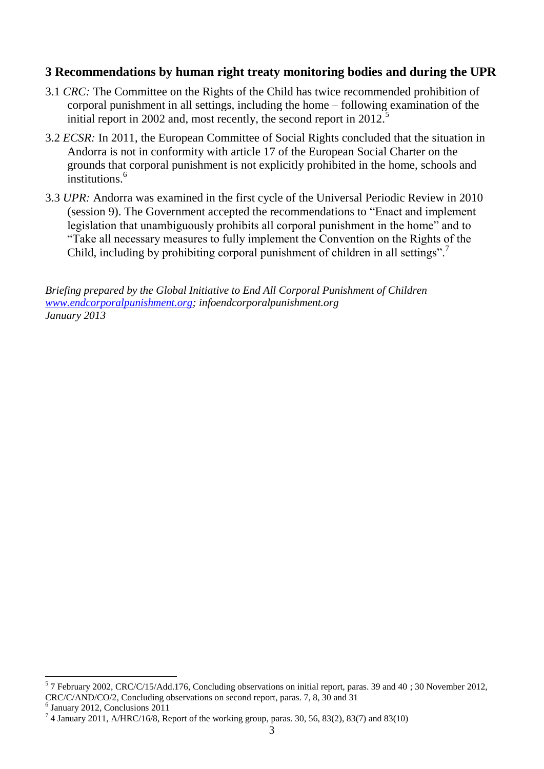## 3 Recommendations by human right treaty monitoring bodies and during the UPR

3.1 *CRC:* The Committee on the Rights of the Child has twice recommended prohibition of corporal punishment in all settings, including the home – following examination of the initial report in 2002 and, most recently, the second report in 2012.[5]

3.2 *ECSR:* In 2011, the European Committee of Social Rights concluded that the situation in Andorra is not in conformity with article 17 of the European Social Charter on the grounds that corporal punishment is not explicitly prohibited in the home, schools and institutions.[6]

3.3 *UPR:* Andorra was examined in the first cycle of the Universal Periodic Review in 2010 (session 9). The Government accepted the recommendations to "Enact and implement legislation that unambiguously prohibits all corporal punishment in the home" and to "Take all necessary measures to fully implement the Convention on the Rights of the Child, including by prohibiting corporal punishment of children in all settings".[7]

*Briefing prepared by the Global Initiative to End All Corporal Punishment of Children*
*[www.endcorporalpunishment.org](www.endcorporalpunishment.org); infoendcorporalpunishment.org*
*January 2013*

---

[5] 7 February 2002, CRC/C/15/Add.176, Concluding observations on initial report, paras. 39 and 40 ; 30 November 2012, CRC/C/AND/CO/2, Concluding observations on second report, paras. 7, 8, 30 and 31

[6] January 2012, Conclusions 2011

[7] 4 January 2011, A/HRC/16/8, Report of the working group, paras. 30, 56, 83(2), 83(7) and 83(10)